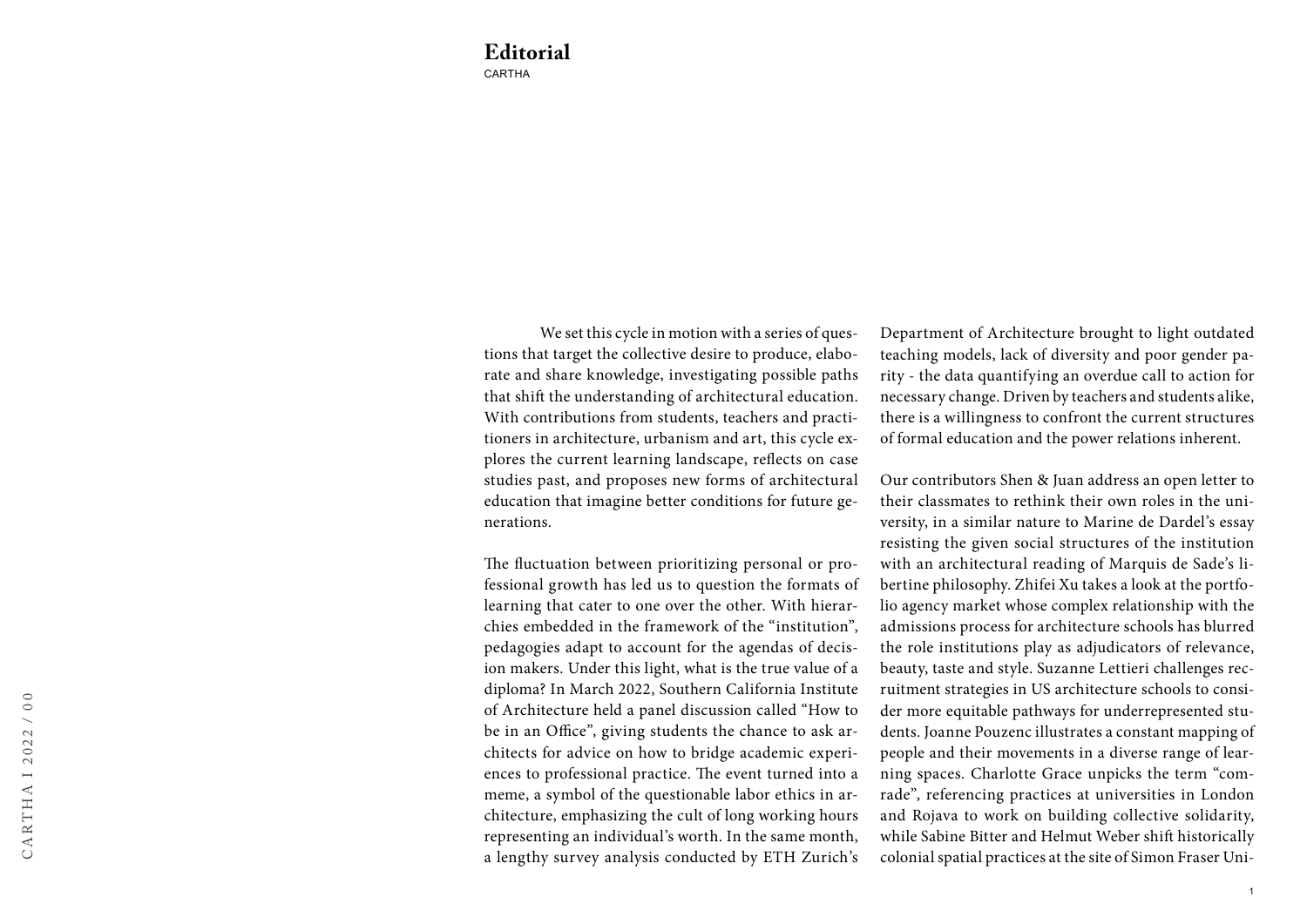# Editorial

CARTHA

We set this cycle in motion with a series of questions that target the collective desire to produce, elaborate and share knowledge, investigating possible paths that shift the understanding of architectural education. With contributions from students, teachers and practitioners in architecture, urbanism and art, this cycle explores the current learning landscape, reflects on case studies past, and proposes new forms of architectural education that imagine better conditions for future generations.

The fluctuation between prioritizing personal or professional growth has led us to question the formats of learning that cater to one over the other. With hierarchies embedded in the framework of the "institution", pedagogies adapt to account for the agendas of decision makers. Under this light, what is the true value of a diploma? In March 2022, Southern California Institute of Architecture held a panel discussion called "How to be in an Office", giving students the chance to ask architects for advice on how to bridge academic experiences to professional practice. The event turned into a meme, a symbol of the questionable labor ethics in architecture, emphasizing the cult of long working hours representing an individual's worth. In the same month, a lengthy survey analysis conducted by ETH Zurich's Department of Architecture brought to light outdated teaching models, lack of diversity and poor gender parity - the data quantifying an overdue call to action for necessary change. Driven by teachers and students alike, there is a willingness to confront the current structures of formal education and the power relations inherent.

Our contributors Shen & Juan address an open letter to their classmates to rethink their own roles in the university, in a similar nature to Marine de Dardel's essay resisting the given social structures of the institution with an architectural reading of Marquis de Sade's libertine philosophy. Zhifei Xu takes a look at the portfolio agency market whose complex relationship with the admissions process for architecture schools has blurred the role institutions play as adjudicators of relevance, beauty, taste and style. Suzanne Lettieri challenges recruitment strategies in US architecture schools to consider more equitable pathways for underrepresented students. Joanne Pouzenc illustrates a constant mapping of people and their movements in a diverse range of learning spaces. Charlotte Grace unpicks the term "comrade", referencing practices at universities in London and Rojava to work on building collective solidarity, while Sabine Bitter and Helmut Weber shift historically colonial spatial practices at the site of Simon Fraser Uni-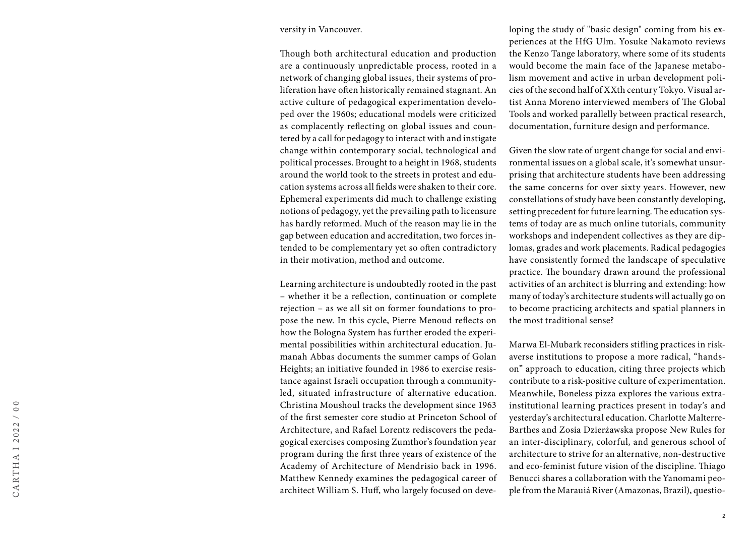versity in Vancouver.

Though both architectural education and production are a continuously unpredictable process, rooted in a network of changing global issues, their systems of proliferation have often historically remained stagnant. An active culture of pedagogical experimentation developed over the 1960s; educational models were criticized as complacently reflecting on global issues and countered by a call for pedagogy to interact with and instigate change within contemporary social, technological and political processes. Brought to a height in 1968, students around the world took to the streets in protest and education systems across all fields were shaken to their core. Ephemeral experiments did much to challenge existing notions of pedagogy, yet the prevailing path to licensure has hardly reformed. Much of the reason may lie in the gap between education and accreditation, two forces intended to be complementary yet so often contradictory in their motivation, method and outcome.

Learning architecture is undoubtedly rooted in the past – whether it be a reflection, continuation or complete rejection – as we all sit on former foundations to propose the new. In this cycle, Pierre Menoud reflects on how the Bologna System has further eroded the experimental possibilities within architectural education. Jumanah Abbas documents the summer camps of Golan Heights; an initiative founded in 1986 to exercise resistance against Israeli occupation through a community-led, situated infrastructure of alternative education. Christina Moushoul tracks the development since 1963 of the first semester core studio at Princeton School of Architecture, and Rafael Lorentz rediscovers the pedagogical exercises composing Zumthor's foundation year program during the first three years of existence of the Academy of Architecture of Mendrisio back in 1996. Matthew Kennedy examines the pedagogical career of architect William S. Huff, who largely focused on developing the study of "basic design" coming from his experiences at the HfG Ulm. Yosuke Nakamoto reviews the Kenzo Tange laboratory, where some of its students would become the main face of the Japanese metabolism movement and active in urban development policies of the second half of XXth century Tokyo. Visual artist Anna Moreno interviewed members of The Global Tools and worked parallelly between practical research, documentation, furniture design and performance.

Given the slow rate of urgent change for social and environmental issues on a global scale, it's somewhat unsurprising that architecture students have been addressing the same concerns for over sixty years. However, new constellations of study have been constantly developing, setting precedent for future learning. The education systems of today are as much online tutorials, community workshops and independent collectives as they are diplomas, grades and work placements. Radical pedagogies have consistently formed the landscape of speculative practice. The boundary drawn around the professional activities of an architect is blurring and extending: how many of today's architecture students will actually go on to become practicing architects and spatial planners in the most traditional sense?

Marwa El-Mubark reconsiders stifling practices in risk-averse institutions to propose a more radical, "hands-on" approach to education, citing three projects which contribute to a risk-positive culture of experimentation. Meanwhile, Boneless pizza explores the various extra-institutional learning practices present in today's and yesterday's architectural education. Charlotte Malterre-Barthes and Zosia Dzierżawska propose New Rules for an inter-disciplinary, colorful, and generous school of architecture to strive for an alternative, non-destructive and eco-feminist future vision of the discipline. Thiago Benucci shares a collaboration with the Yanomami people from the Marauiá River (Amazonas, Brazil), questio-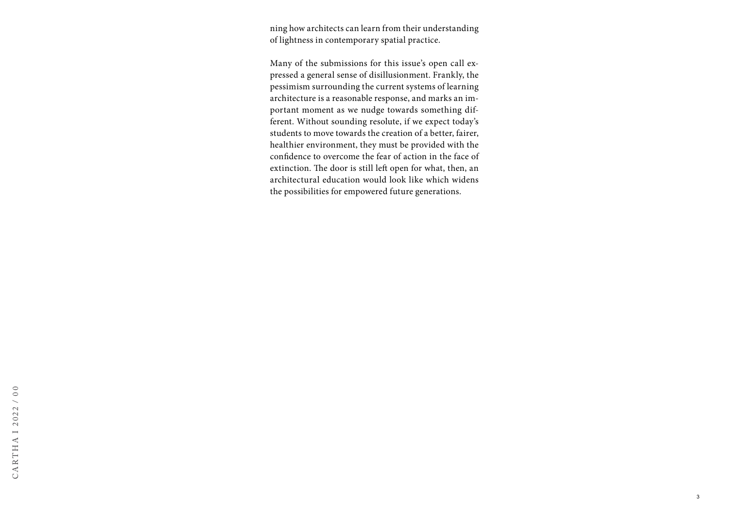ning how architects can learn from their understanding of lightness in contemporary spatial practice.

Many of the submissions for this issue's open call expressed a general sense of disillusionment. Frankly, the pessimism surrounding the current systems of learning architecture is a reasonable response, and marks an important moment as we nudge towards something different. Without sounding resolute, if we expect today's students to move towards the creation of a better, fairer, healthier environment, they must be provided with the confidence to overcome the fear of action in the face of extinction. The door is still left open for what, then, an architectural education would look like which widens the possibilities for empowered future generations.